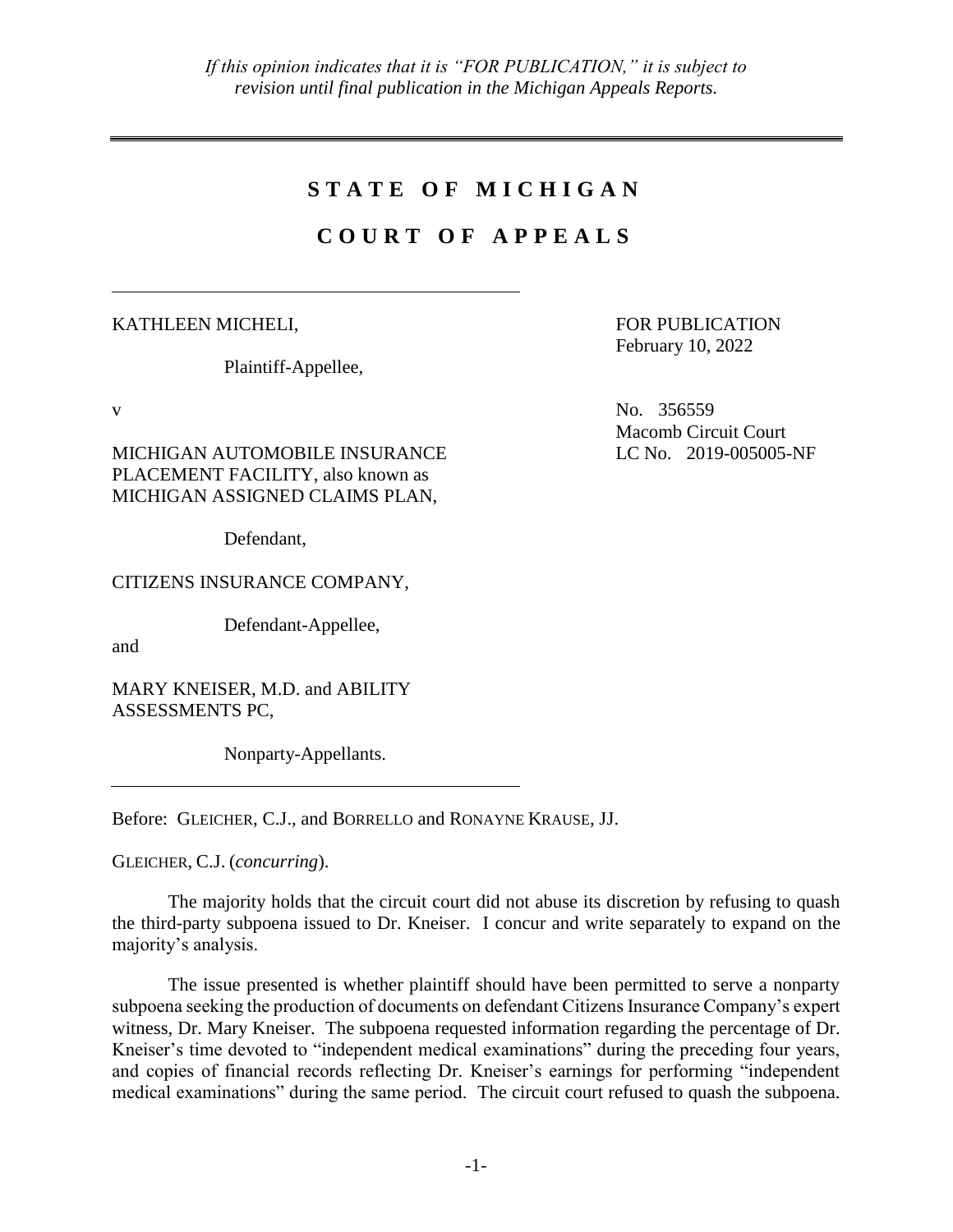*If this opinion indicates that it is "FOR PUBLICATION," it is subject to revision until final publication in the Michigan Appeals Reports.*

---

# S T A T E  O F  M I C H I G A N

# C O U R T  O F  A P P E A L S

---

KATHLEEN MICHELI,

Plaintiff-Appellee,

v

MICHIGAN AUTOMOBILE INSURANCE PLACEMENT FACILITY, also known as MICHIGAN ASSIGNED CLAIMS PLAN,

Defendant,

CITIZENS INSURANCE COMPANY,

Defendant-Appellee,

and

MARY KNEISER, M.D. and ABILITY ASSESSMENTS PC,

Nonparty-Appellants.

---

FOR PUBLICATION
February 10, 2022

No. 356559
Macomb Circuit Court
LC No. 2019-005005-NF

Before: GLEICHER, C.J., and BORRELLO and RONAYNE KRAUSE, JJ.

GLEICHER, C.J. (*concurring*).

The majority holds that the circuit court did not abuse its discretion by refusing to quash the third-party subpoena issued to Dr. Kneiser. I concur and write separately to expand on the majority's analysis.

The issue presented is whether plaintiff should have been permitted to serve a nonparty subpoena seeking the production of documents on defendant Citizens Insurance Company's expert witness, Dr. Mary Kneiser. The subpoena requested information regarding the percentage of Dr. Kneiser's time devoted to "independent medical examinations" during the preceding four years, and copies of financial records reflecting Dr. Kneiser's earnings for performing "independent medical examinations" during the same period. The circuit court refused to quash the subpoena.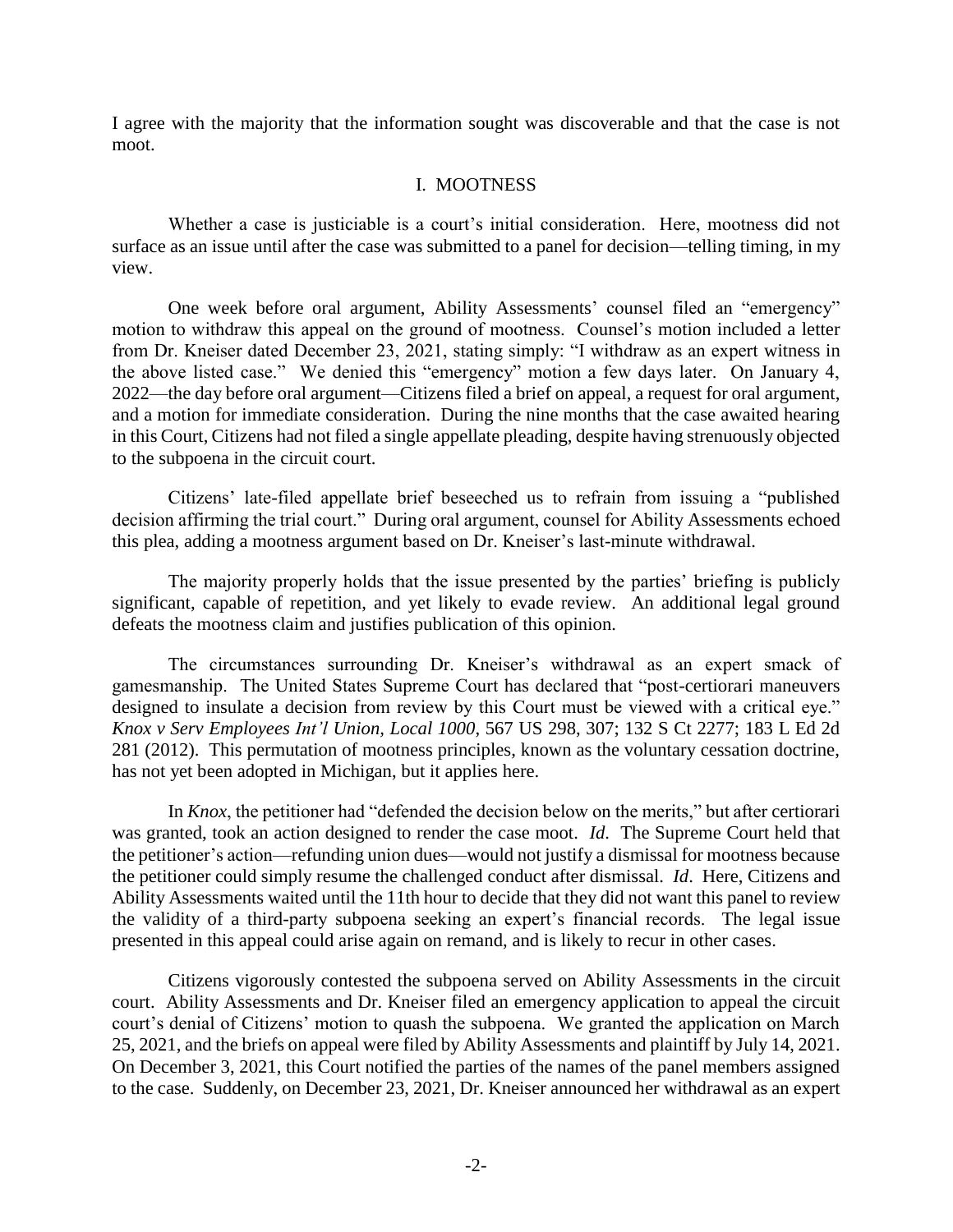I agree with the majority that the information sought was discoverable and that the case is not moot.

## I. MOOTNESS

Whether a case is justiciable is a court's initial consideration. Here, mootness did not surface as an issue until after the case was submitted to a panel for decision—telling timing, in my view.

One week before oral argument, Ability Assessments' counsel filed an "emergency" motion to withdraw this appeal on the ground of mootness. Counsel's motion included a letter from Dr. Kneiser dated December 23, 2021, stating simply: "I withdraw as an expert witness in the above listed case." We denied this "emergency" motion a few days later. On January 4, 2022—the day before oral argument—Citizens filed a brief on appeal, a request for oral argument, and a motion for immediate consideration. During the nine months that the case awaited hearing in this Court, Citizens had not filed a single appellate pleading, despite having strenuously objected to the subpoena in the circuit court.

Citizens' late-filed appellate brief beseeched us to refrain from issuing a "published decision affirming the trial court." During oral argument, counsel for Ability Assessments echoed this plea, adding a mootness argument based on Dr. Kneiser's last-minute withdrawal.

The majority properly holds that the issue presented by the parties' briefing is publicly significant, capable of repetition, and yet likely to evade review. An additional legal ground defeats the mootness claim and justifies publication of this opinion.

The circumstances surrounding Dr. Kneiser's withdrawal as an expert smack of gamesmanship. The United States Supreme Court has declared that "post-certiorari maneuvers designed to insulate a decision from review by this Court must be viewed with a critical eye." *Knox v Serv Employees Int'l Union, Local 1000*, 567 US 298, 307; 132 S Ct 2277; 183 L Ed 2d 281 (2012). This permutation of mootness principles, known as the voluntary cessation doctrine, has not yet been adopted in Michigan, but it applies here.

In *Knox*, the petitioner had "defended the decision below on the merits," but after certiorari was granted, took an action designed to render the case moot. *Id*. The Supreme Court held that the petitioner's action—refunding union dues—would not justify a dismissal for mootness because the petitioner could simply resume the challenged conduct after dismissal. *Id*. Here, Citizens and Ability Assessments waited until the 11th hour to decide that they did not want this panel to review the validity of a third-party subpoena seeking an expert's financial records. The legal issue presented in this appeal could arise again on remand, and is likely to recur in other cases.

Citizens vigorously contested the subpoena served on Ability Assessments in the circuit court. Ability Assessments and Dr. Kneiser filed an emergency application to appeal the circuit court's denial of Citizens' motion to quash the subpoena. We granted the application on March 25, 2021, and the briefs on appeal were filed by Ability Assessments and plaintiff by July 14, 2021. On December 3, 2021, this Court notified the parties of the names of the panel members assigned to the case. Suddenly, on December 23, 2021, Dr. Kneiser announced her withdrawal as an expert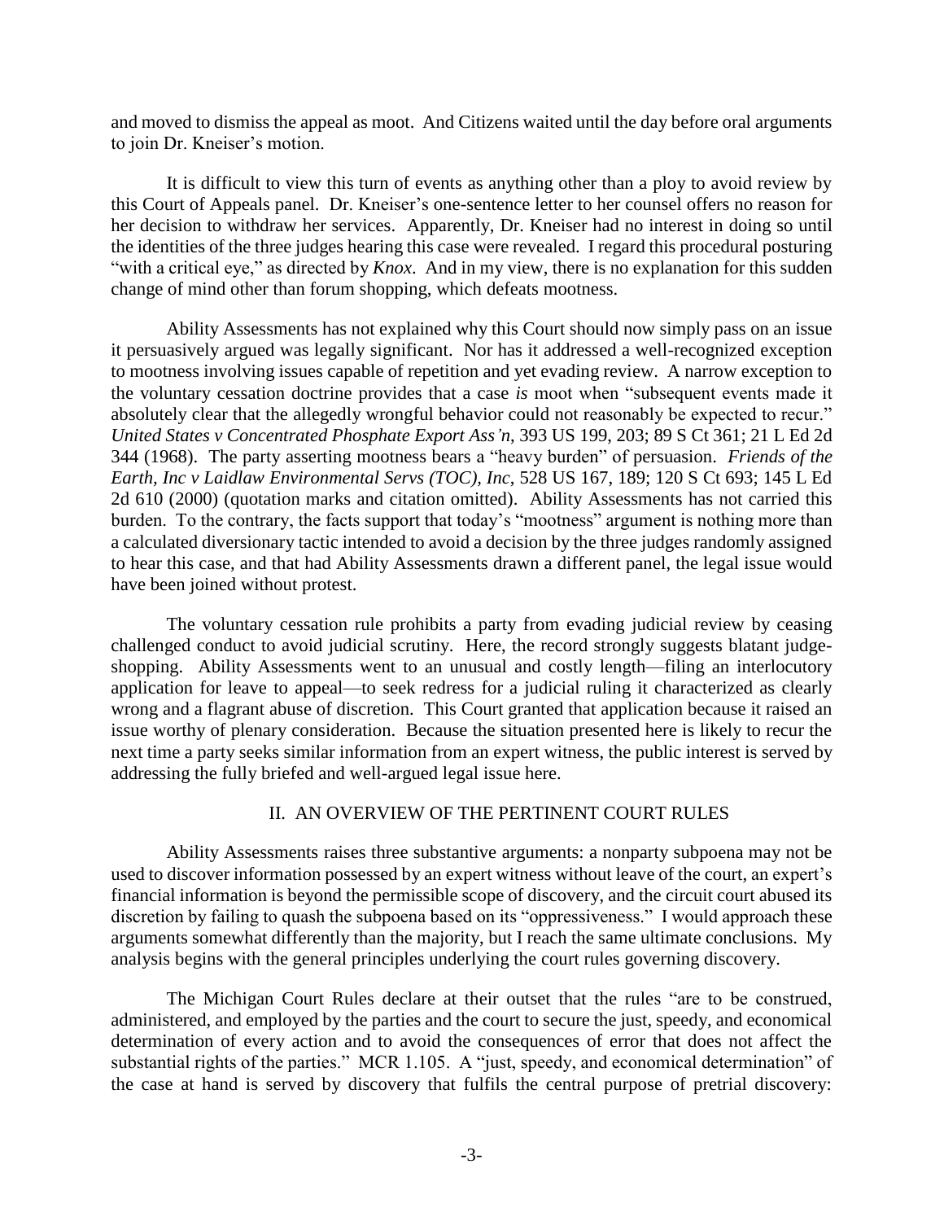and moved to dismiss the appeal as moot. And Citizens waited until the day before oral arguments to join Dr. Kneiser's motion.

It is difficult to view this turn of events as anything other than a ploy to avoid review by this Court of Appeals panel. Dr. Kneiser's one-sentence letter to her counsel offers no reason for her decision to withdraw her services. Apparently, Dr. Kneiser had no interest in doing so until the identities of the three judges hearing this case were revealed. I regard this procedural posturing "with a critical eye," as directed by *Knox*. And in my view, there is no explanation for this sudden change of mind other than forum shopping, which defeats mootness.

Ability Assessments has not explained why this Court should now simply pass on an issue it persuasively argued was legally significant. Nor has it addressed a well-recognized exception to mootness involving issues capable of repetition and yet evading review. A narrow exception to the voluntary cessation doctrine provides that a case *is* moot when "subsequent events made it absolutely clear that the allegedly wrongful behavior could not reasonably be expected to recur." *United States v Concentrated Phosphate Export Ass'n*, 393 US 199, 203; 89 S Ct 361; 21 L Ed 2d 344 (1968). The party asserting mootness bears a "heavy burden" of persuasion. *Friends of the Earth, Inc v Laidlaw Environmental Servs (TOC), Inc*, 528 US 167, 189; 120 S Ct 693; 145 L Ed 2d 610 (2000) (quotation marks and citation omitted). Ability Assessments has not carried this burden. To the contrary, the facts support that today's "mootness" argument is nothing more than a calculated diversionary tactic intended to avoid a decision by the three judges randomly assigned to hear this case, and that had Ability Assessments drawn a different panel, the legal issue would have been joined without protest.

The voluntary cessation rule prohibits a party from evading judicial review by ceasing challenged conduct to avoid judicial scrutiny. Here, the record strongly suggests blatant judge-shopping. Ability Assessments went to an unusual and costly length—filing an interlocutory application for leave to appeal—to seek redress for a judicial ruling it characterized as clearly wrong and a flagrant abuse of discretion. This Court granted that application because it raised an issue worthy of plenary consideration. Because the situation presented here is likely to recur the next time a party seeks similar information from an expert witness, the public interest is served by addressing the fully briefed and well-argued legal issue here.

## II. AN OVERVIEW OF THE PERTINENT COURT RULES

Ability Assessments raises three substantive arguments: a nonparty subpoena may not be used to discover information possessed by an expert witness without leave of the court, an expert's financial information is beyond the permissible scope of discovery, and the circuit court abused its discretion by failing to quash the subpoena based on its "oppressiveness." I would approach these arguments somewhat differently than the majority, but I reach the same ultimate conclusions. My analysis begins with the general principles underlying the court rules governing discovery.

The Michigan Court Rules declare at their outset that the rules "are to be construed, administered, and employed by the parties and the court to secure the just, speedy, and economical determination of every action and to avoid the consequences of error that does not affect the substantial rights of the parties." MCR 1.105. A "just, speedy, and economical determination" of the case at hand is served by discovery that fulfils the central purpose of pretrial discovery: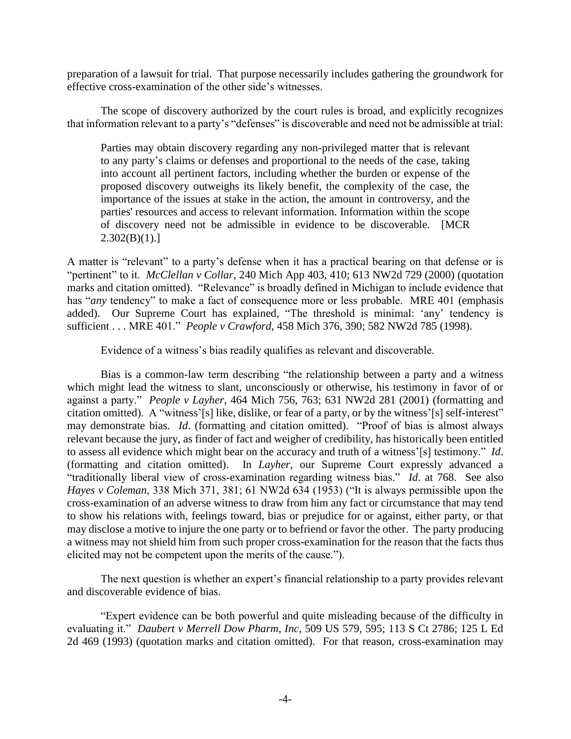preparation of a lawsuit for trial. That purpose necessarily includes gathering the groundwork for effective cross-examination of the other side's witnesses.

The scope of discovery authorized by the court rules is broad, and explicitly recognizes that information relevant to a party's "defenses" is discoverable and need not be admissible at trial:

> Parties may obtain discovery regarding any non-privileged matter that is relevant to any party's claims or defenses and proportional to the needs of the case, taking into account all pertinent factors, including whether the burden or expense of the proposed discovery outweighs its likely benefit, the complexity of the case, the importance of the issues at stake in the action, the amount in controversy, and the parties' resources and access to relevant information. Information within the scope of discovery need not be admissible in evidence to be discoverable. [MCR 2.302(B)(1).]

A matter is "relevant" to a party's defense when it has a practical bearing on that defense or is "pertinent" to it. *McClellan v Collar*, 240 Mich App 403, 410; 613 NW2d 729 (2000) (quotation marks and citation omitted). "Relevance" is broadly defined in Michigan to include evidence that has "*any* tendency" to make a fact of consequence more or less probable. MRE 401 (emphasis added). Our Supreme Court has explained, "The threshold is minimal: 'any' tendency is sufficient . . . MRE 401." *People v Crawford*, 458 Mich 376, 390; 582 NW2d 785 (1998).

Evidence of a witness's bias readily qualifies as relevant and discoverable.

Bias is a common-law term describing "the relationship between a party and a witness which might lead the witness to slant, unconsciously or otherwise, his testimony in favor of or against a party." *People v Layher*, 464 Mich 756, 763; 631 NW2d 281 (2001) (formatting and citation omitted). A "witness'[s] like, dislike, or fear of a party, or by the witness'[s] self-interest" may demonstrate bias. *Id*. (formatting and citation omitted). "Proof of bias is almost always relevant because the jury, as finder of fact and weigher of credibility, has historically been entitled to assess all evidence which might bear on the accuracy and truth of a witness'[s] testimony." *Id*. (formatting and citation omitted). In *Layher*, our Supreme Court expressly advanced a "traditionally liberal view of cross-examination regarding witness bias." *Id*. at 768. See also *Hayes v Coleman*, 338 Mich 371, 381; 61 NW2d 634 (1953) ("It is always permissible upon the cross-examination of an adverse witness to draw from him any fact or circumstance that may tend to show his relations with, feelings toward, bias or prejudice for or against, either party, or that may disclose a motive to injure the one party or to befriend or favor the other. The party producing a witness may not shield him from such proper cross-examination for the reason that the facts thus elicited may not be competent upon the merits of the cause.").

The next question is whether an expert's financial relationship to a party provides relevant and discoverable evidence of bias.

"Expert evidence can be both powerful and quite misleading because of the difficulty in evaluating it." *Daubert v Merrell Dow Pharm, Inc*, 509 US 579, 595; 113 S Ct 2786; 125 L Ed 2d 469 (1993) (quotation marks and citation omitted). For that reason, cross-examination may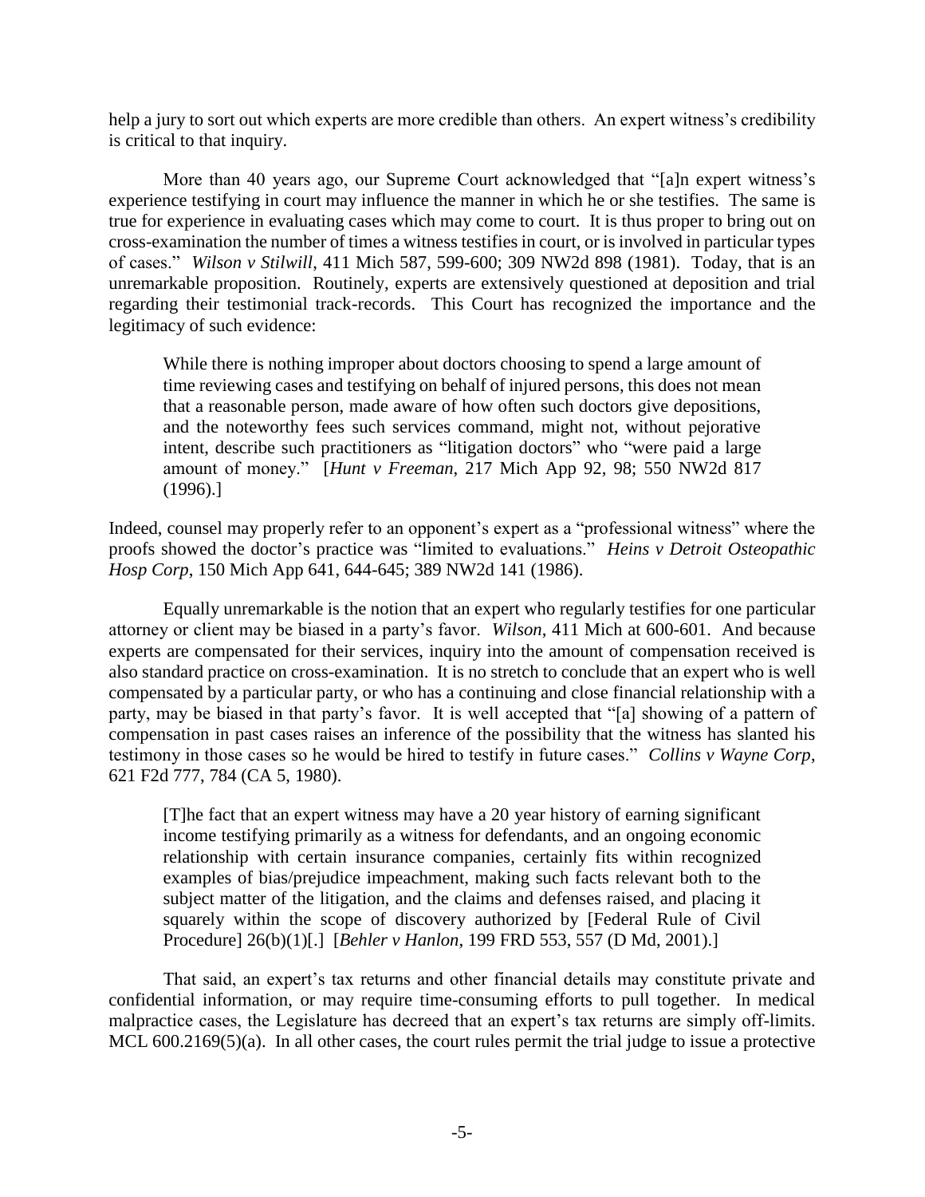help a jury to sort out which experts are more credible than others. An expert witness's credibility is critical to that inquiry.

More than 40 years ago, our Supreme Court acknowledged that "[a]n expert witness's experience testifying in court may influence the manner in which he or she testifies. The same is true for experience in evaluating cases which may come to court. It is thus proper to bring out on cross-examination the number of times a witness testifies in court, or is involved in particular types of cases." *Wilson v Stilwill*, 411 Mich 587, 599-600; 309 NW2d 898 (1981). Today, that is an unremarkable proposition. Routinely, experts are extensively questioned at deposition and trial regarding their testimonial track-records. This Court has recognized the importance and the legitimacy of such evidence:

> While there is nothing improper about doctors choosing to spend a large amount of time reviewing cases and testifying on behalf of injured persons, this does not mean that a reasonable person, made aware of how often such doctors give depositions, and the noteworthy fees such services command, might not, without pejorative intent, describe such practitioners as "litigation doctors" who "were paid a large amount of money." [*Hunt v Freeman*, 217 Mich App 92, 98; 550 NW2d 817 (1996).]

Indeed, counsel may properly refer to an opponent's expert as a "professional witness" where the proofs showed the doctor's practice was "limited to evaluations." *Heins v Detroit Osteopathic Hosp Corp*, 150 Mich App 641, 644-645; 389 NW2d 141 (1986).

Equally unremarkable is the notion that an expert who regularly testifies for one particular attorney or client may be biased in a party's favor. *Wilson*, 411 Mich at 600-601. And because experts are compensated for their services, inquiry into the amount of compensation received is also standard practice on cross-examination. It is no stretch to conclude that an expert who is well compensated by a particular party, or who has a continuing and close financial relationship with a party, may be biased in that party's favor. It is well accepted that "[a] showing of a pattern of compensation in past cases raises an inference of the possibility that the witness has slanted his testimony in those cases so he would be hired to testify in future cases." *Collins v Wayne Corp*, 621 F2d 777, 784 (CA 5, 1980).

> [T]he fact that an expert witness may have a 20 year history of earning significant income testifying primarily as a witness for defendants, and an ongoing economic relationship with certain insurance companies, certainly fits within recognized examples of bias/prejudice impeachment, making such facts relevant both to the subject matter of the litigation, and the claims and defenses raised, and placing it squarely within the scope of discovery authorized by [Federal Rule of Civil Procedure] 26(b)(1)[.] [*Behler v Hanlon*, 199 FRD 553, 557 (D Md, 2001).]

That said, an expert's tax returns and other financial details may constitute private and confidential information, or may require time-consuming efforts to pull together. In medical malpractice cases, the Legislature has decreed that an expert's tax returns are simply off-limits. MCL 600.2169(5)(a). In all other cases, the court rules permit the trial judge to issue a protective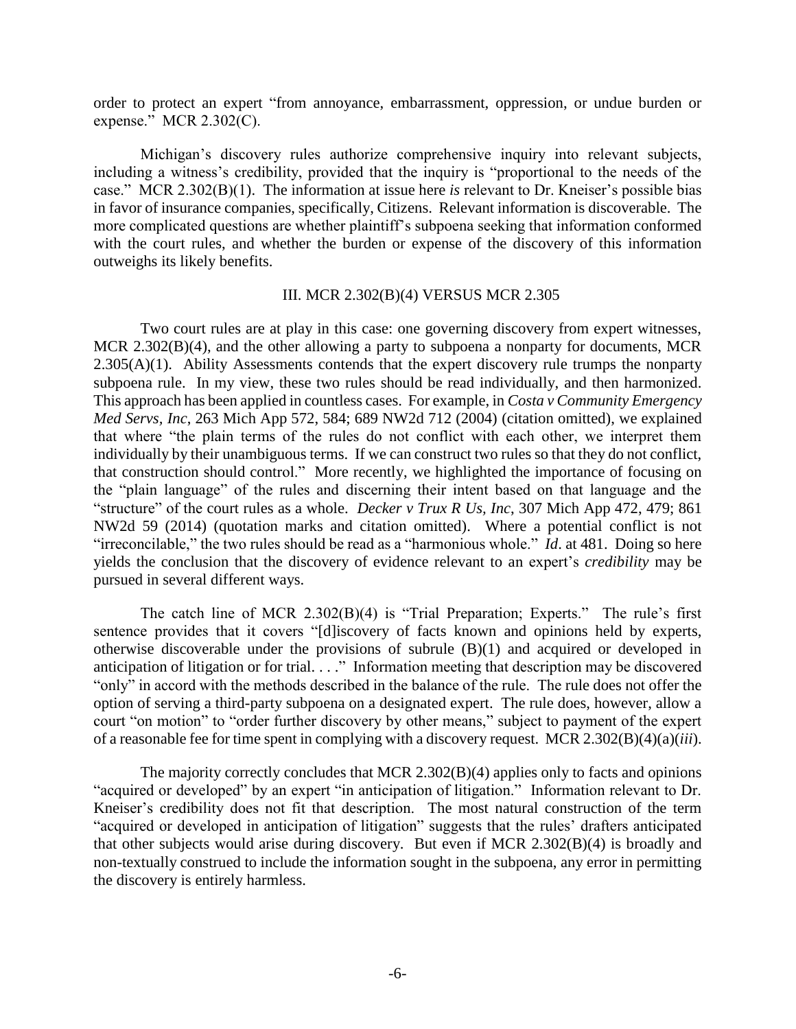order to protect an expert "from annoyance, embarrassment, oppression, or undue burden or expense." MCR 2.302(C).

Michigan's discovery rules authorize comprehensive inquiry into relevant subjects, including a witness's credibility, provided that the inquiry is "proportional to the needs of the case." MCR 2.302(B)(1). The information at issue here *is* relevant to Dr. Kneiser's possible bias in favor of insurance companies, specifically, Citizens. Relevant information is discoverable. The more complicated questions are whether plaintiff's subpoena seeking that information conformed with the court rules, and whether the burden or expense of the discovery of this information outweighs its likely benefits.

## III. MCR 2.302(B)(4) VERSUS MCR 2.305

Two court rules are at play in this case: one governing discovery from expert witnesses, MCR 2.302(B)(4), and the other allowing a party to subpoena a nonparty for documents, MCR 2.305(A)(1). Ability Assessments contends that the expert discovery rule trumps the nonparty subpoena rule. In my view, these two rules should be read individually, and then harmonized. This approach has been applied in countless cases. For example, in *Costa v Community Emergency Med Servs, Inc*, 263 Mich App 572, 584; 689 NW2d 712 (2004) (citation omitted), we explained that where "the plain terms of the rules do not conflict with each other, we interpret them individually by their unambiguous terms. If we can construct two rules so that they do not conflict, that construction should control." More recently, we highlighted the importance of focusing on the "plain language" of the rules and discerning their intent based on that language and the "structure" of the court rules as a whole. *Decker v Trux R Us, Inc*, 307 Mich App 472, 479; 861 NW2d 59 (2014) (quotation marks and citation omitted). Where a potential conflict is not "irreconcilable," the two rules should be read as a "harmonious whole." *Id*. at 481. Doing so here yields the conclusion that the discovery of evidence relevant to an expert's *credibility* may be pursued in several different ways.

The catch line of MCR 2.302(B)(4) is "Trial Preparation; Experts." The rule's first sentence provides that it covers "[d]iscovery of facts known and opinions held by experts, otherwise discoverable under the provisions of subrule (B)(1) and acquired or developed in anticipation of litigation or for trial. . . ." Information meeting that description may be discovered "only" in accord with the methods described in the balance of the rule. The rule does not offer the option of serving a third-party subpoena on a designated expert. The rule does, however, allow a court "on motion" to "order further discovery by other means," subject to payment of the expert of a reasonable fee for time spent in complying with a discovery request. MCR 2.302(B)(4)(a)(*iii*).

The majority correctly concludes that MCR 2.302(B)(4) applies only to facts and opinions "acquired or developed" by an expert "in anticipation of litigation." Information relevant to Dr. Kneiser's credibility does not fit that description. The most natural construction of the term "acquired or developed in anticipation of litigation" suggests that the rules' drafters anticipated that other subjects would arise during discovery. But even if MCR 2.302(B)(4) is broadly and non-textually construed to include the information sought in the subpoena, any error in permitting the discovery is entirely harmless.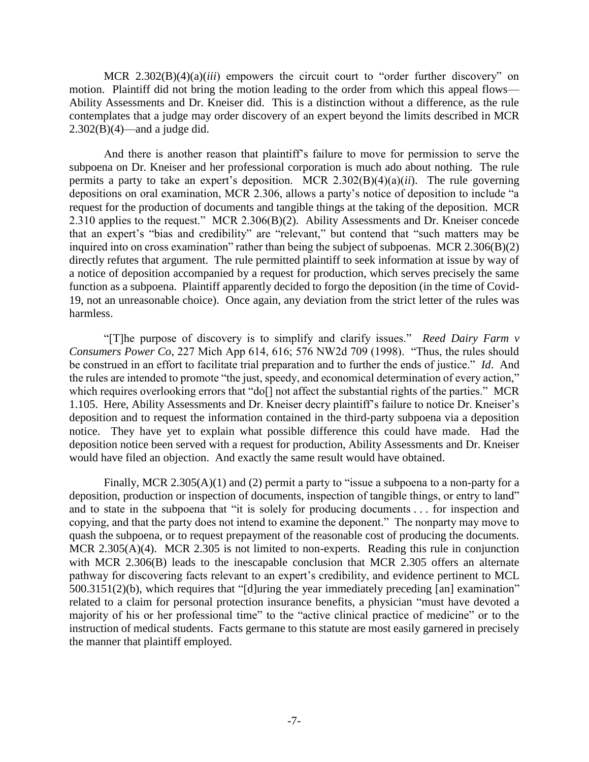MCR 2.302(B)(4)(a)(*iii*) empowers the circuit court to "order further discovery" on motion. Plaintiff did not bring the motion leading to the order from which this appeal flows—Ability Assessments and Dr. Kneiser did. This is a distinction without a difference, as the rule contemplates that a judge may order discovery of an expert beyond the limits described in MCR 2.302(B)(4)—and a judge did.

And there is another reason that plaintiff's failure to move for permission to serve the subpoena on Dr. Kneiser and her professional corporation is much ado about nothing. The rule permits a party to take an expert's deposition. MCR 2.302(B)(4)(a)(*ii*). The rule governing depositions on oral examination, MCR 2.306, allows a party's notice of deposition to include "a request for the production of documents and tangible things at the taking of the deposition. MCR 2.310 applies to the request." MCR 2.306(B)(2). Ability Assessments and Dr. Kneiser concede that an expert's "bias and credibility" are "relevant," but contend that "such matters may be inquired into on cross examination" rather than being the subject of subpoenas. MCR 2.306(B)(2) directly refutes that argument. The rule permitted plaintiff to seek information at issue by way of a notice of deposition accompanied by a request for production, which serves precisely the same function as a subpoena. Plaintiff apparently decided to forgo the deposition (in the time of Covid-19, not an unreasonable choice). Once again, any deviation from the strict letter of the rules was harmless.

"[T]he purpose of discovery is to simplify and clarify issues." *Reed Dairy Farm v Consumers Power Co*, 227 Mich App 614, 616; 576 NW2d 709 (1998). "Thus, the rules should be construed in an effort to facilitate trial preparation and to further the ends of justice." *Id*. And the rules are intended to promote "the just, speedy, and economical determination of every action," which requires overlooking errors that "do[] not affect the substantial rights of the parties." MCR 1.105. Here, Ability Assessments and Dr. Kneiser decry plaintiff's failure to notice Dr. Kneiser's deposition and to request the information contained in the third-party subpoena via a deposition notice. They have yet to explain what possible difference this could have made. Had the deposition notice been served with a request for production, Ability Assessments and Dr. Kneiser would have filed an objection. And exactly the same result would have obtained.

Finally, MCR 2.305(A)(1) and (2) permit a party to "issue a subpoena to a non-party for a deposition, production or inspection of documents, inspection of tangible things, or entry to land" and to state in the subpoena that "it is solely for producing documents . . . for inspection and copying, and that the party does not intend to examine the deponent." The nonparty may move to quash the subpoena, or to request prepayment of the reasonable cost of producing the documents. MCR 2.305(A)(4). MCR 2.305 is not limited to non-experts. Reading this rule in conjunction with MCR 2.306(B) leads to the inescapable conclusion that MCR 2.305 offers an alternate pathway for discovering facts relevant to an expert's credibility, and evidence pertinent to MCL 500.3151(2)(b), which requires that "[d]uring the year immediately preceding [an] examination" related to a claim for personal protection insurance benefits, a physician "must have devoted a majority of his or her professional time" to the "active clinical practice of medicine" or to the instruction of medical students. Facts germane to this statute are most easily garnered in precisely the manner that plaintiff employed.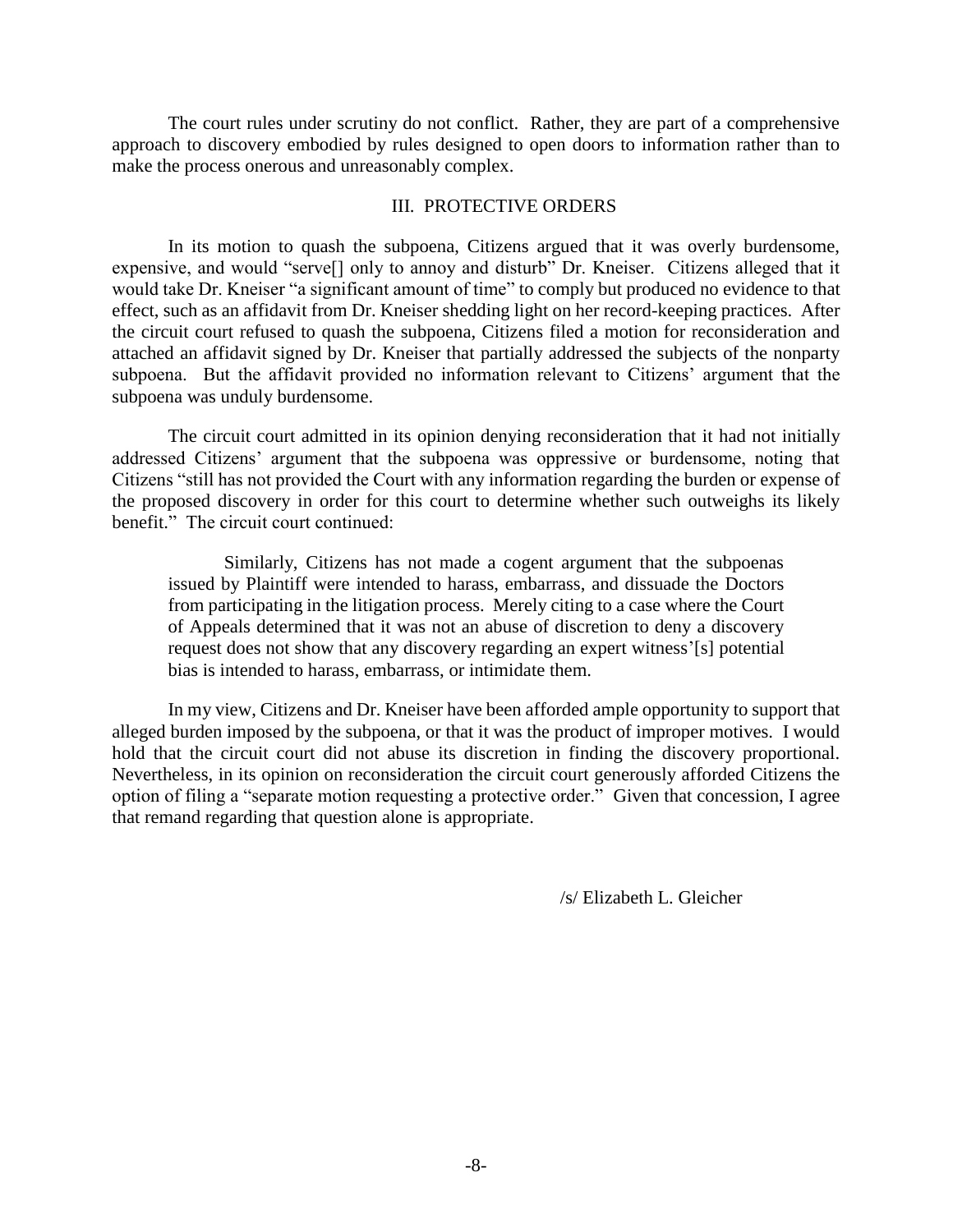The court rules under scrutiny do not conflict. Rather, they are part of a comprehensive approach to discovery embodied by rules designed to open doors to information rather than to make the process onerous and unreasonably complex.

## III. PROTECTIVE ORDERS

In its motion to quash the subpoena, Citizens argued that it was overly burdensome, expensive, and would "serve[] only to annoy and disturb" Dr. Kneiser. Citizens alleged that it would take Dr. Kneiser "a significant amount of time" to comply but produced no evidence to that effect, such as an affidavit from Dr. Kneiser shedding light on her record-keeping practices. After the circuit court refused to quash the subpoena, Citizens filed a motion for reconsideration and attached an affidavit signed by Dr. Kneiser that partially addressed the subjects of the nonparty subpoena. But the affidavit provided no information relevant to Citizens' argument that the subpoena was unduly burdensome.

The circuit court admitted in its opinion denying reconsideration that it had not initially addressed Citizens' argument that the subpoena was oppressive or burdensome, noting that Citizens "still has not provided the Court with any information regarding the burden or expense of the proposed discovery in order for this court to determine whether such outweighs its likely benefit." The circuit court continued:

> Similarly, Citizens has not made a cogent argument that the subpoenas issued by Plaintiff were intended to harass, embarrass, and dissuade the Doctors from participating in the litigation process. Merely citing to a case where the Court of Appeals determined that it was not an abuse of discretion to deny a discovery request does not show that any discovery regarding an expert witness'[s] potential bias is intended to harass, embarrass, or intimidate them.

In my view, Citizens and Dr. Kneiser have been afforded ample opportunity to support that alleged burden imposed by the subpoena, or that it was the product of improper motives. I would hold that the circuit court did not abuse its discretion in finding the discovery proportional. Nevertheless, in its opinion on reconsideration the circuit court generously afforded Citizens the option of filing a "separate motion requesting a protective order." Given that concession, I agree that remand regarding that question alone is appropriate.

/s/ Elizabeth L. Gleicher